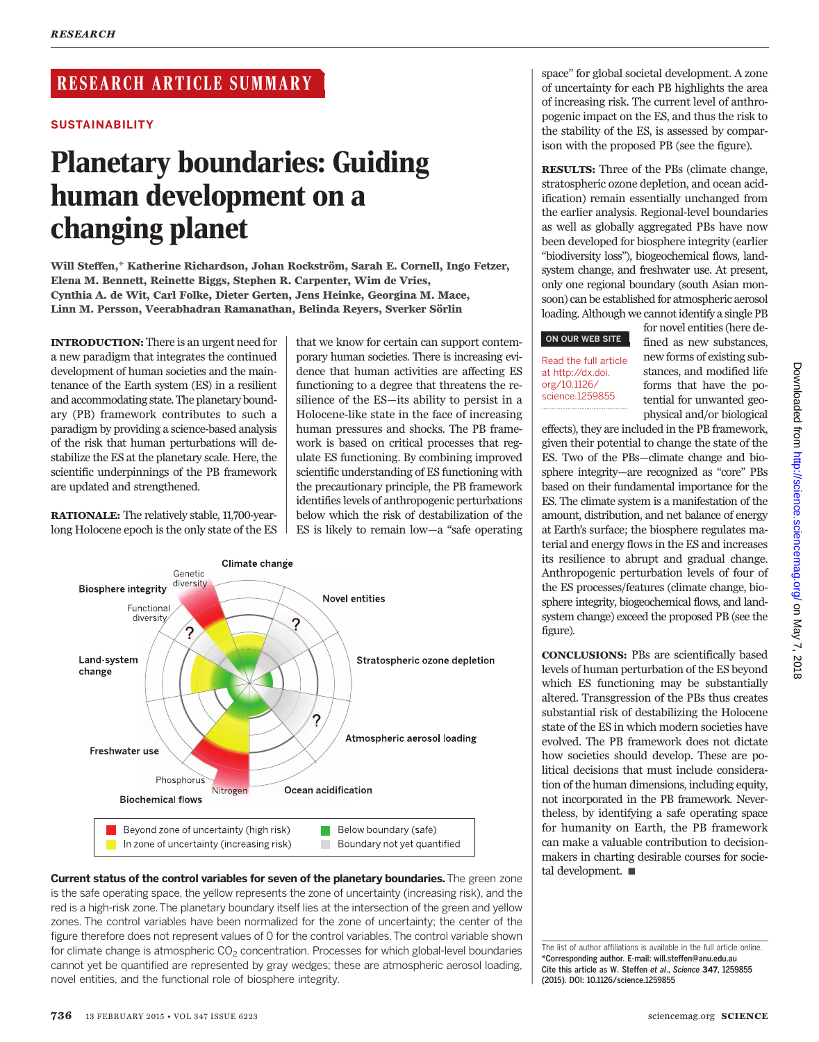RESEARCH ARTICLE SUMMARY

SUSTAINABILITY

# Planetary boundaries: Guiding human development on a changing planet

**Will Steffen,* Katherine Richardson, Johan Rockström, Sarah E. Cornell, Ingo Fetzer, Elena M. Bennett, Reinette Biggs, Stephen R. Carpenter, Wim de Vries, Cynthia A. de Wit, Carl Folke, Dieter Gerten, Jens Heinke, Georgina M. Mace, Linn M. Persson, Veerabhadran Ramanathan, Belinda Reyers, Sverker Sörlin**

**INTRODUCTION:** There is an urgent need for a new paradigm that integrates the continued development of human societies and the maintenance of the Earth system (ES) in a resilient and accommodating state. The planetary boundary (PB) framework contributes to such a paradigm by providing a science-based analysis of the risk that human perturbations will destabilize the ES at the planetary scale. Here, the scientific underpinnings of the PB framework are updated and strengthened.

**RATIONALE:** The relatively stable, 11,700-year-long Holocene epoch is the only state of the ES that we know for certain can support contemporary human societies. There is increasing evidence that human activities are affecting ES functioning to a degree that threatens the resilience of the ES—its ability to persist in a Holocene-like state in the face of increasing human pressures and shocks. The PB framework is based on critical processes that regulate ES functioning. By combining improved scientific understanding of ES functioning with the precautionary principle, the PB framework identifies levels of anthropogenic perturbations below which the risk of destabilization of the ES is likely to remain low—a "safe operating space" for global societal development. A zone of uncertainty for each PB highlights the area of increasing risk. The current level of anthropogenic impact on the ES, and thus the risk to the stability of the ES, is assessed by comparison with the proposed PB (see the figure).

**Current status of the control variables for seven of the planetary boundaries.** The green zone is the safe operating space, the yellow represents the zone of uncertainty (increasing risk), and the red is a high-risk zone. The planetary boundary itself lies at the intersection of the green and yellow zones. The control variables have been normalized for the zone of uncertainty; the center of the figure therefore does not represent values of 0 for the control variables. The control variable shown for climate change is atmospheric $CO_2$ concentration. Processes for which global-level boundaries cannot yet be quantified are represented by gray wedges; these are atmospheric aerosol loading, novel entities, and the functional role of biosphere integrity.

**RESULTS:** Three of the PBs (climate change, stratospheric ozone depletion, and ocean acidification) remain essentially unchanged from the earlier analysis. Regional-level boundaries as well as globally aggregated PBs have now been developed for biosphere integrity (earlier "biodiversity loss"), biogeochemical flows, land-system change, and freshwater use. At present, only one regional boundary (south Asian monsoon) can be established for atmospheric aerosol loading. Although we cannot identify a single PB for novel entities (here defined as new substances, new forms of existing substances, and modified life forms that have the potential for unwanted geophysical and/or biological effects), they are included in the PB framework, given their potential to change the state of the ES. Two of the PBs—climate change and biosphere integrity—are recognized as "core" PBs based on their fundamental importance for the ES. The climate system is a manifestation of the amount, distribution, and net balance of energy at Earth's surface; the biosphere regulates material and energy flows in the ES and increases its resilience to abrupt and gradual change. Anthropogenic perturbation levels of four of the ES processes/features (climate change, biosphere integrity, biogeochemical flows, and land-system change) exceed the proposed PB (see the figure).

ON OUR WEB SITE

Read the full article at http://dx.doi.org/10.1126/science.1259855

**CONCLUSIONS:** PBs are scientifically based levels of human perturbation of the ES beyond which ES functioning may be substantially altered. Transgression of the PBs thus creates substantial risk of destabilizing the Holocene state of the ES in which modern societies have evolved. The PB framework does not dictate how societies should develop. These are political decisions that must include consideration of the human dimensions, including equity, not incorporated in the PB framework. Nevertheless, by identifying a safe operating space for humanity on Earth, the PB framework can make a valuable contribution to decision-makers in charting desirable courses for societal development. ■

The list of author affiliations is available in the full article online.
*Corresponding author. E-mail: will.steffen@anu.edu.au
Cite this article as W. Steffen *et al.*, *Science* **347**, 1259855 (2015). DOI: 10.1126/science.1259855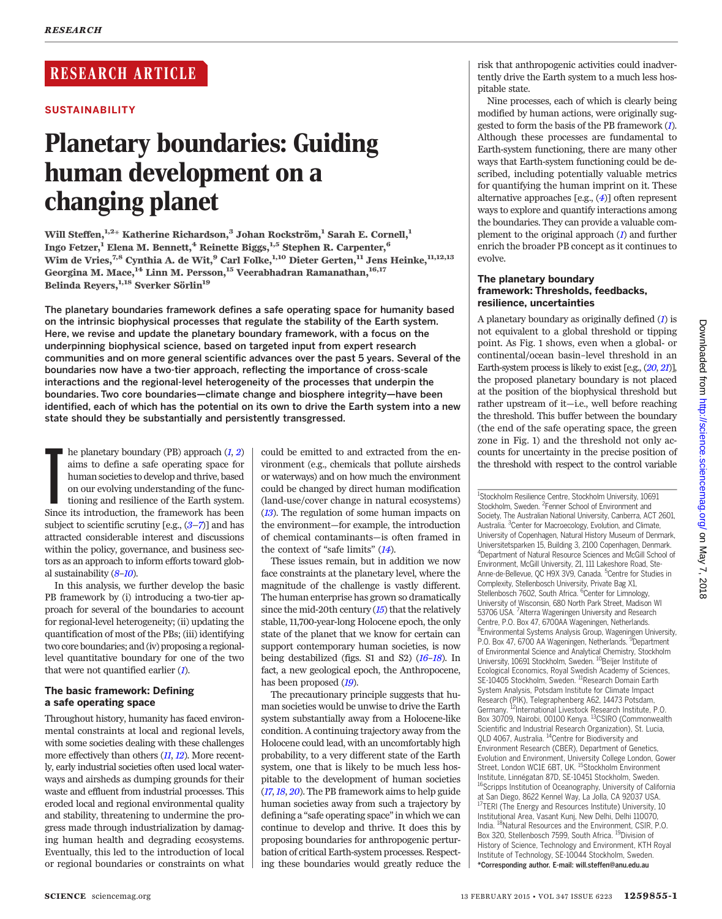RESEARCH ARTICLE

SUSTAINABILITY

# Planetary boundaries: Guiding human development on a changing planet

Will Steffen,[1,2]* Katherine Richardson,[3] Johan Rockström,[1] Sarah E. Cornell,[1] Ingo Fetzer,[1] Elena M. Bennett,[4] Reinette Biggs,[1,5] Stephen R. Carpenter,[6] Wim de Vries,[7,8] Cynthia A. de Wit,[9] Carl Folke,[1,10] Dieter Gerten,[11] Jens Heinke,[11,12,13] Georgina M. Mace,[14] Linn M. Persson,[15] Veerabhadran Ramanathan,[16,17] Belinda Reyers,[1,18] Sverker Sörlin[19]

**The planetary boundaries framework defines a safe operating space for humanity based on the intrinsic biophysical processes that regulate the stability of the Earth system. Here, we revise and update the planetary boundary framework, with a focus on the underpinning biophysical science, based on targeted input from expert research communities and on more general scientific advances over the past 5 years. Several of the boundaries now have a two-tier approach, reflecting the importance of cross-scale interactions and the regional-level heterogeneity of the processes that underpin the boundaries. Two core boundaries—climate change and biosphere integrity—have been identified, each of which has the potential on its own to drive the Earth system into a new state should they be substantially and persistently transgressed.**

The planetary boundary (PB) approach (*1*, *2*) aims to define a safe operating space for human societies to develop and thrive, based on our evolving understanding of the functioning and resilience of the Earth system. Since its introduction, the framework has been subject to scientific scrutiny [e.g., (*3*–*7*)] and has attracted considerable interest and discussions within the policy, governance, and business sectors as an approach to inform efforts toward global sustainability (*8*–*10*).

In this analysis, we further develop the basic PB framework by (i) introducing a two-tier approach for several of the boundaries to account for regional-level heterogeneity; (ii) updating the quantification of most of the PBs; (iii) identifying two core boundaries; and (iv) proposing a regional-level quantitative boundary for one of the two that were not quantified earlier (*1*).

## The basic framework: Defining a safe operating space

Throughout history, humanity has faced environmental constraints at local and regional levels, with some societies dealing with these challenges more effectively than others (*11*, *12*). More recently, early industrial societies often used local waterways and airsheds as dumping grounds for their waste and effluent from industrial processes. This eroded local and regional environmental quality and stability, threatening to undermine the progress made through industrialization by damaging human health and degrading ecosystems. Eventually, this led to the introduction of local or regional boundaries or constraints on what could be emitted to and extracted from the environment (e.g., chemicals that pollute airsheds or waterways) and on how much the environment could be changed by direct human modification (land-use/cover change in natural ecosystems) (*13*). The regulation of some human impacts on the environment—for example, the introduction of chemical contaminants—is often framed in the context of "safe limits" (*14*).

These issues remain, but in addition we now face constraints at the planetary level, where the magnitude of the challenge is vastly different. The human enterprise has grown so dramatically since the mid-20th century (*15*) that the relatively stable, 11,700-year-long Holocene epoch, the only state of the planet that we know for certain can support contemporary human societies, is now being destabilized (figs. S1 and S2) (*16*–*18*). In fact, a new geological epoch, the Anthropocene, has been proposed (*19*).

The precautionary principle suggests that human societies would be unwise to drive the Earth system substantially away from a Holocene-like condition. A continuing trajectory away from the Holocene could lead, with an uncomfortably high probability, to a very different state of the Earth system, one that is likely to be much less hospitable to the development of human societies (*17*, *18*, *20*). The PB framework aims to help guide human societies away from such a trajectory by defining a "safe operating space" in which we can continue to develop and thrive. It does this by proposing boundaries for anthropogenic perturbation of critical Earth-system processes. Respecting these boundaries would greatly reduce the risk that anthropogenic activities could inadvertently drive the Earth system to a much less hospitable state.

Nine processes, each of which is clearly being modified by human actions, were originally suggested to form the basis of the PB framework (*1*). Although these processes are fundamental to Earth-system functioning, there are many other ways that Earth-system functioning could be described, including potentially valuable metrics for quantifying the human imprint on it. These alternative approaches [e.g., (*4*)] often represent ways to explore and quantify interactions among the boundaries. They can provide a valuable complement to the original approach (*1*) and further enrich the broader PB concept as it continues to evolve.

## The planetary boundary framework: Thresholds, feedbacks, resilience, uncertainties

A planetary boundary as originally defined (*1*) is not equivalent to a global threshold or tipping point. As Fig. 1 shows, even when a global- or continental/ocean basin–level threshold in an Earth-system process is likely to exist [e.g., (*20*, *21*)], the proposed planetary boundary is not placed at the position of the biophysical threshold but rather upstream of it—i.e., well before reaching the threshold. This buffer between the boundary (the end of the safe operating space, the green zone in Fig. 1) and the threshold not only accounts for uncertainty in the precise position of the threshold with respect to the control variable

[1]Stockholm Resilience Centre, Stockholm University, 10691 Stockholm, Sweden. [2]Fenner School of Environment and Society, The Australian National University, Canberra, ACT 2601, Australia. [3]Center for Macroecology, Evolution, and Climate, University of Copenhagen, Natural History Museum of Denmark, Universitetsparken 15, Building 3, 2100 Copenhagen, Denmark. [4]Department of Natural Resource Sciences and McGill School of Environment, McGill University, 21, 111 Lakeshore Road, Ste-Anne-de-Bellevue, QC H9X 3V9, Canada. [5]Centre for Studies in Complexity, Stellenbosch University, Private Bag X1, Stellenbosch 7602, South Africa. [6]Center for Limnology, University of Wisconsin, 680 North Park Street, Madison WI 53706 USA. [7]Alterra Wageningen University and Research Centre, P.O. Box 47, 6700AA Wageningen, Netherlands. [8]Environmental Systems Analysis Group, Wageningen University, P.O. Box 47, 6700 AA Wageningen, Netherlands. [9]Department of Environmental Science and Analytical Chemistry, Stockholm University, 10691 Stockholm, Sweden. [10]Beijer Institute of Ecological Economics, Royal Swedish Academy of Sciences, SE-10405 Stockholm, Sweden. [11]Research Domain Earth System Analysis, Potsdam Institute for Climate Impact Research (PIK), Telegraphenberg A62, 14473 Potsdam, Germany. [12]International Livestock Research Institute, P.O. Box 30709, Nairobi, 00100 Kenya. [13]CSIRO (Commonwealth Scientific and Industrial Research Organization), St. Lucia, QLD 4067, Australia. [14]Centre for Biodiversity and Environment Research (CBER), Department of Genetics, Evolution and Environment, University College London, Gower Street, London WC1E 6BT, UK. [15]Stockholm Environment Institute, Linnégatan 87D, SE-10451 Stockholm, Sweden. [16]Scripps Institution of Oceanography, University of California at San Diego, 8622 Kennel Way, La Jolla, CA 92037 USA. [17]TERI (The Energy and Resources Institute) University, 10 Institutional Area, Vasant Kunj, New Delhi, Delhi 110070, India. [18]Natural Resources and the Environment, CSIR, P.O. Box 320, Stellenbosch 7599, South Africa. [19]Division of History of Science, Technology and Environment, KTH Royal Institute of Technology, SE-10044 Stockholm, Sweden.
*Corresponding author. E-mail: will.steffen@anu.edu.au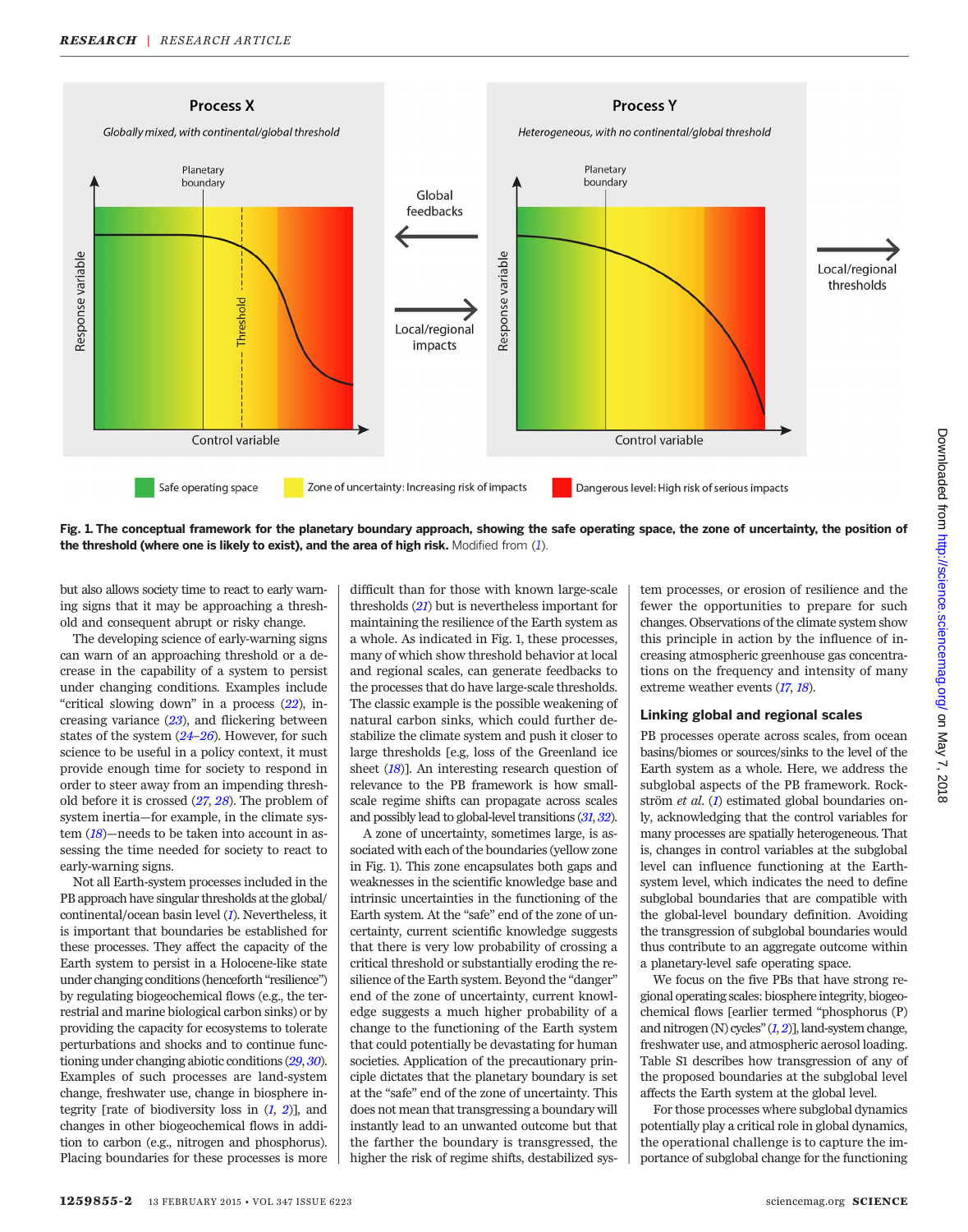**Fig. 1. The conceptual framework for the planetary boundary approach, showing the safe operating space, the zone of uncertainty, the position of the threshold (where one is likely to exist), and the area of high risk.** Modified from (*1*).

but also allows society time to react to early warning signs that it may be approaching a threshold and consequent abrupt or risky change.

The developing science of early-warning signs can warn of an approaching threshold or a decrease in the capability of a system to persist under changing conditions. Examples include "critical slowing down" in a process (*22*), increasing variance (*23*), and flickering between states of the system (*24*–*26*). However, for such science to be useful in a policy context, it must provide enough time for society to respond in order to steer away from an impending threshold before it is crossed (*27*, *28*). The problem of system inertia—for example, in the climate system (*18*)—needs to be taken into account in assessing the time needed for society to react to early-warning signs.

Not all Earth-system processes included in the PB approach have singular thresholds at the global/continental/ocean basin level (*1*). Nevertheless, it is important that boundaries be established for these processes. They affect the capacity of the Earth system to persist in a Holocene-like state under changing conditions (henceforth "resilience") by regulating biogeochemical flows (e.g., the terrestrial and marine biological carbon sinks) or by providing the capacity for ecosystems to tolerate perturbations and shocks and to continue functioning under changing abiotic conditions (*29*, *30*). Examples of such processes are land-system change, freshwater use, change in biosphere integrity [rate of biodiversity loss in (*1*, *2*)], and changes in other biogeochemical flows in addition to carbon (e.g., nitrogen and phosphorus). Placing boundaries for these processes is more difficult than for those with known large-scale thresholds (*21*) but is nevertheless important for maintaining the resilience of the Earth system as a whole. As indicated in Fig. 1, these processes, many of which show threshold behavior at local and regional scales, can generate feedbacks to the processes that do have large-scale thresholds. The classic example is the possible weakening of natural carbon sinks, which could further destabilize the climate system and push it closer to large thresholds [e.g, loss of the Greenland ice sheet (*18*)]. An interesting research question of relevance to the PB framework is how small-scale regime shifts can propagate across scales and possibly lead to global-level transitions (*31*, *32*).

A zone of uncertainty, sometimes large, is associated with each of the boundaries (yellow zone in Fig. 1). This zone encapsulates both gaps and weaknesses in the scientific knowledge base and intrinsic uncertainties in the functioning of the Earth system. At the "safe" end of the zone of uncertainty, current scientific knowledge suggests that there is very low probability of crossing a critical threshold or substantially eroding the resilience of the Earth system. Beyond the "danger" end of the zone of uncertainty, current knowledge suggests a much higher probability of a change to the functioning of the Earth system that could potentially be devastating for human societies. Application of the precautionary principle dictates that the planetary boundary is set at the "safe" end of the zone of uncertainty. This does not mean that transgressing a boundary will instantly lead to an unwanted outcome but that the farther the boundary is transgressed, the higher the risk of regime shifts, destabilized system processes, or erosion of resilience and the fewer the opportunities to prepare for such changes. Observations of the climate system show this principle in action by the influence of increasing atmospheric greenhouse gas concentrations on the frequency and intensity of many extreme weather events (*17*, *18*).

### Linking global and regional scales

PB processes operate across scales, from ocean basins/biomes or sources/sinks to the level of the Earth system as a whole. Here, we address the subglobal aspects of the PB framework. Rockström *et al.* (*1*) estimated global boundaries only, acknowledging that the control variables for many processes are spatially heterogeneous. That is, changes in control variables at the subglobal level can influence functioning at the Earth-system level, which indicates the need to define subglobal boundaries that are compatible with the global-level boundary definition. Avoiding the transgression of subglobal boundaries would thus contribute to an aggregate outcome within a planetary-level safe operating space.

We focus on the five PBs that have strong regional operating scales: biosphere integrity, biogeochemical flows [earlier termed "phosphorus (P) and nitrogen (N) cycles" (*1*, *2*)], land-system change, freshwater use, and atmospheric aerosol loading. Table S1 describes how transgressing any of the proposed boundaries at the subglobal level affects the Earth system at the global level.

For those processes where subglobal dynamics potentially play a critical role in global dynamics, the operational challenge is to capture the importance of subglobal change for the functioning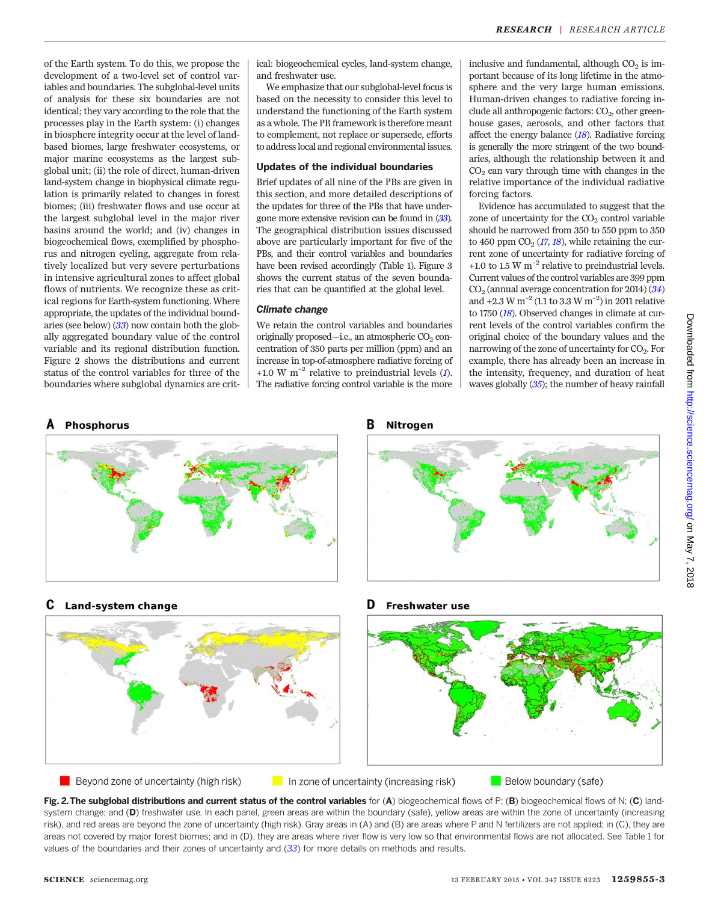of the Earth system. To do this, we propose the development of a two-level set of control variables and boundaries. The subglobal-level units of analysis for these six boundaries are not identical; they vary according to the role that the processes play in the Earth system: (i) changes in biosphere integrity occur at the level of land-based biomes, large freshwater ecosystems, or major marine ecosystems as the largest subglobal unit; (ii) the role of direct, human-driven land-system change in biophysical climate regulation is primarily related to changes in forest biomes; (iii) freshwater flows and use occur at the largest subglobal level in the major river basins around the world; and (iv) changes in biogeochemical flows, exemplified by phosphorus and nitrogen cycling, aggregate from relatively localized but very severe perturbations in intensive agricultural zones to affect global flows of nutrients. We recognize these as critical regions for Earth-system functioning. Where appropriate, the updates of the individual boundaries (see below) (*33*) now contain both the globally aggregated boundary value of the control variable and its regional distribution function. Figure 2 shows the distributions and current status of the control variables for three of the boundaries where subglobal dynamics are critical: biogeochemical cycles, land-system change, and freshwater use.

We emphasize that our subglobal-level focus is based on the necessity to consider this level to understand the functioning of the Earth system as a whole. The PB framework is therefore meant to complement, not replace or supersede, efforts to address local and regional environmental issues.

## Updates of the individual boundaries

Brief updates of all nine of the PBs are given in this section, and more detailed descriptions of the updates for three of the PBs that have undergone more extensive revision can be found in (*33*). The geographical distribution issues discussed above are particularly important for five of the PBs, and their control variables and boundaries have been revised accordingly (Table 1). Figure 3 shows the current status of the seven boundaries that can be quantified at the global level.

### *Climate change*

We retain the control variables and boundaries originally proposed—i.e., an atmospheric $CO_2$ concentration of 350 parts per million (ppm) and an increase in top-of-atmosphere radiative forcing of $+1.0$ W $m^{-2}$ relative to preindustrial levels (*1*). The radiative forcing control variable is the more inclusive and fundamental, although $CO_2$ is important because of its long lifetime in the atmosphere and the very large human emissions. Human-driven changes to radiative forcing include all anthropogenic factors: $CO_2$, other greenhouse gases, aerosols, and other factors that affect the energy balance (*18*). Radiative forcing is generally the more stringent of the two boundaries, although the relationship between it and $CO_2$ can vary through time with changes in the relative importance of the individual radiative forcing factors.

Evidence has accumulated to suggest that the zone of uncertainty for the $CO_2$ control variable should be narrowed from 350 to 550 ppm to 350 to 450 ppm $CO_2$ (*17*, *18*), while retaining the current zone of uncertainty for radiative forcing of $+1.0$ to $1.5$ W $m^{-2}$ relative to preindustrial levels. Current values of the control variables are 399 ppm $CO_2$ (annual average concentration for 2014) (*34*) and $+2.3$ W $m^{-2}$ (1.1 to 3.3 W $m^{-2}$) in 2011 relative to 1750 (*18*). Observed changes in climate at current levels of the control variables confirm the original choice of the boundary values and the narrowing of the zone of uncertainty for $CO_2$. For example, there has already been an increase in the intensity, frequency, and duration of heat waves globally (*35*); the number of heavy rainfall

**Fig. 2. The subglobal distributions and current status of the control variables** for (**A**) biogeochemical flows of P; (**B**) biogeochemical flows of N; (**C**) land-system change; and (**D**) freshwater use. In each panel, green areas are within the boundary (safe), yellow areas are within the zone of uncertainty (increasing risk), and red areas are beyond the zone of uncertainty (high risk). Gray areas in (A) and (B) are areas where P and N fertilizers are not applied; in (C), they are areas not covered by major forest biomes; and in (D), they are areas where river flow is very low so that environmental flows are not allocated. See Table 1 for values of the boundaries and their zones of uncertainty and (*33*) for more details on methods and results.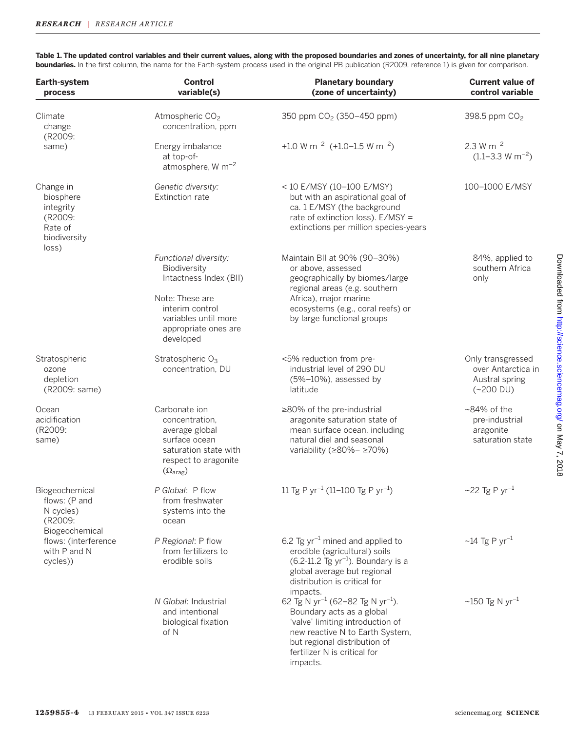**Table 1. The updated control variables and their current values, along with the proposed boundaries and zones of uncertainty, for all nine planetary boundaries.** In the first column, the name for the Earth-system process used in the original PB publication (R2009, reference 1) is given for comparison.

| Earth-system process | Control variable(s) | Planetary boundary (zone of uncertainty) | Current value of control variable |
|---|---|---|---|
| Climate change (R2009: same) | Atmospheric $CO_2$ concentration, ppm | 350 ppm $CO_2$ (350–450 ppm) | 398.5 ppm $CO_2$ |
| | Energy imbalance at top-of-atmosphere, W $m^{-2}$ | +1.0 W $m^{-2}$ (+1.0–1.5 W $m^{-2}$) | 2.3 W $m^{-2}$ (1.1–3.3 W $m^{-2}$) |
| Change in biosphere integrity (R2009: Rate of biodiversity loss) | *Genetic diversity:* Extinction rate | < 10 E/MSY (10–100 E/MSY) but with an aspirational goal of ca. 1 E/MSY (the background rate of extinction loss). E/MSY = extinctions per million species-years | 100–1000 E/MSY |
| | *Functional diversity:* Biodiversity Intactness Index (BII) Note: These are interim control variables until more appropriate ones are developed | Maintain BII at 90% (90–30%) or above, assessed geographically by biomes/large regional areas (e.g. southern Africa), major marine ecosystems (e.g., coral reefs) or by large functional groups | 84%, applied to southern Africa only |
| Stratospheric ozone depletion (R2009: same) | Stratospheric $O_3$ concentration, DU | <5% reduction from pre-industrial level of 290 DU (5%–10%), assessed by latitude | Only transgressed over Antarctica in Austral spring (~200 DU) |
| Ocean acidification (R2009: same) | Carbonate ion concentration, average global surface ocean saturation state with respect to aragonite ($\Omega_{arag}$) | ≥80% of the pre-industrial aragonite saturation state of mean surface ocean, including natural diel and seasonal variability (≥80%– ≥70%) | ~84% of the pre-industrial aragonite saturation state |
| Biogeochemical flows: (P and N cycles) (R2009: Biogeochemical flows: (interference with P and N cycles)) | *P Global*: P flow from freshwater systems into the ocean | 11 Tg P $yr^{-1}$ (11–100 Tg P $yr^{-1}$) | ~22 Tg P $yr^{-1}$ |
| | *P Regional*: P flow from fertilizers to erodible soils | 6.2 Tg $yr^{-1}$ mined and applied to erodible (agricultural) soils (6.2-11.2 Tg $yr^{-1}$). Boundary is a global average but regional distribution is critical for impacts. | ~14 Tg P $yr^{-1}$ |
| | *N Global*: Industrial and intentional biological fixation of N | 62 Tg N $yr^{-1}$ (62–82 Tg N $yr^{-1}$). Boundary acts as a global 'valve' limiting introduction of new reactive N to Earth System, but regional distribution of fertilizer N is critical for impacts. | ~150 Tg N $yr^{-1}$ |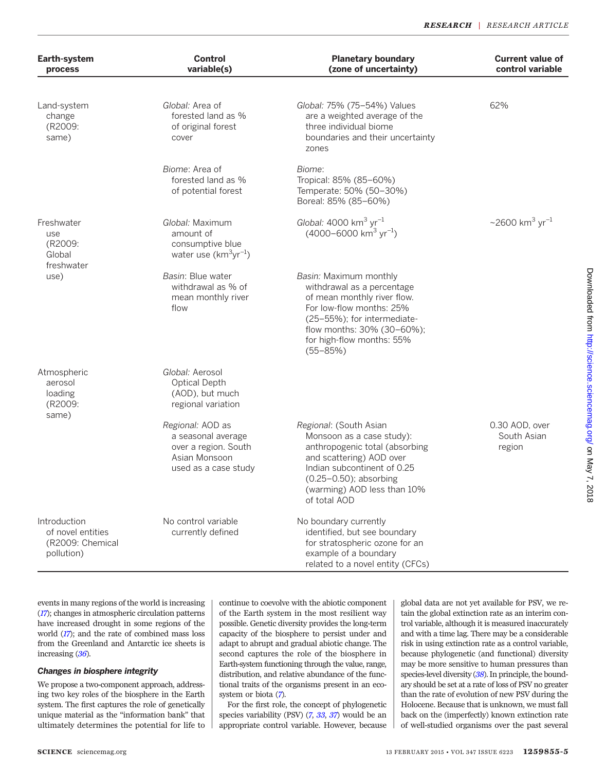| Earth-system process | Control variable(s) | Planetary boundary (zone of uncertainty) | Current value of control variable |
|---|---|---|---|
| Land-system change (R2009: same) | *Global:* Area of forested land as % of original forest cover | *Global:* 75% (75–54%) Values are a weighted average of the three individual biome boundaries and their uncertainty zones | 62% |
| | *Biome*: Area of forested land as % of potential forest | *Biome*: Tropical: 85% (85–60%) Temperate: 50% (50–30%) Boreal: 85% (85–60%) | |
| Freshwater use (R2009: Global freshwater use) | *Global:* Maximum amount of consumptive blue water use ($km^3 yr^{-1}$) | *Global:* 4000 $km^3$ $yr^{-1}$ (4000–6000 $km^3$ $yr^{-1}$) | ~2600 $km^3$ $yr^{-1}$ |
| | *Basin*: Blue water withdrawal as % of mean monthly river flow | *Basin:* Maximum monthly withdrawal as a percentage of mean monthly river flow. For low-flow months: 25% (25–55%); for intermediate-flow months: 30% (30–60%); for high-flow months: 55% (55–85%) | |
| Atmospheric aerosol loading (R2009: same) | *Global:* Aerosol Optical Depth (AOD), but much regional variation | | |
| | *Regional*: AOD as a seasonal average over a region. South Asian Monsoon used as a case study | *Regional*: (South Asian Monsoon as a case study): anthropogenic total (absorbing and scattering) AOD over Indian subcontinent of 0.25 (0.25–0.50); absorbing (warming) AOD less than 10% of total AOD | 0.30 AOD, over South Asian region |
| Introduction of novel entities (R2009: Chemical pollution) | No control variable currently defined | No boundary currently identified, but see boundary for stratospheric ozone for an example of a boundary related to a novel entity (CFCs) | |

events in many regions of the world is increasing (*17*); changes in atmospheric circulation patterns have increased drought in some regions of the world (*17*); and the rate of combined mass loss from the Greenland and Antarctic ice sheets is increasing (*36*).

### *Changes in biosphere integrity*

We propose a two-component approach, addressing two key roles of the biosphere in the Earth system. The first captures the role of genetically unique material as the "information bank" that ultimately determines the potential for life to continue to coevolve with the abiotic component of the Earth system in the most resilient way possible. Genetic diversity provides the long-term capacity of the biosphere to persist under and adapt to abrupt and gradual abiotic change. The second captures the role of the biosphere in Earth-system functioning through the value, range, distribution, and relative abundance of the functional traits of the organisms present in an ecosystem or biota (*7*).

For the first role, the concept of phylogenetic species variability (PSV) (*7*, *33*, *37*) would be an appropriate control variable. However, because global data are not yet available for PSV, we retain the global extinction rate as an interim control variable, although it is measured inaccurately and with a time lag. There may be a considerable risk in using extinction rate as a control variable, because phylogenetic (and functional) diversity may be more sensitive to human pressures than species-level diversity (*38*). In principle, the boundary should be set at a rate of loss of PSV no greater than the rate of evolution of new PSV during the Holocene. Because that is unknown, we must fall back on the (imperfectly) known extinction rate of well-studied organisms over the past several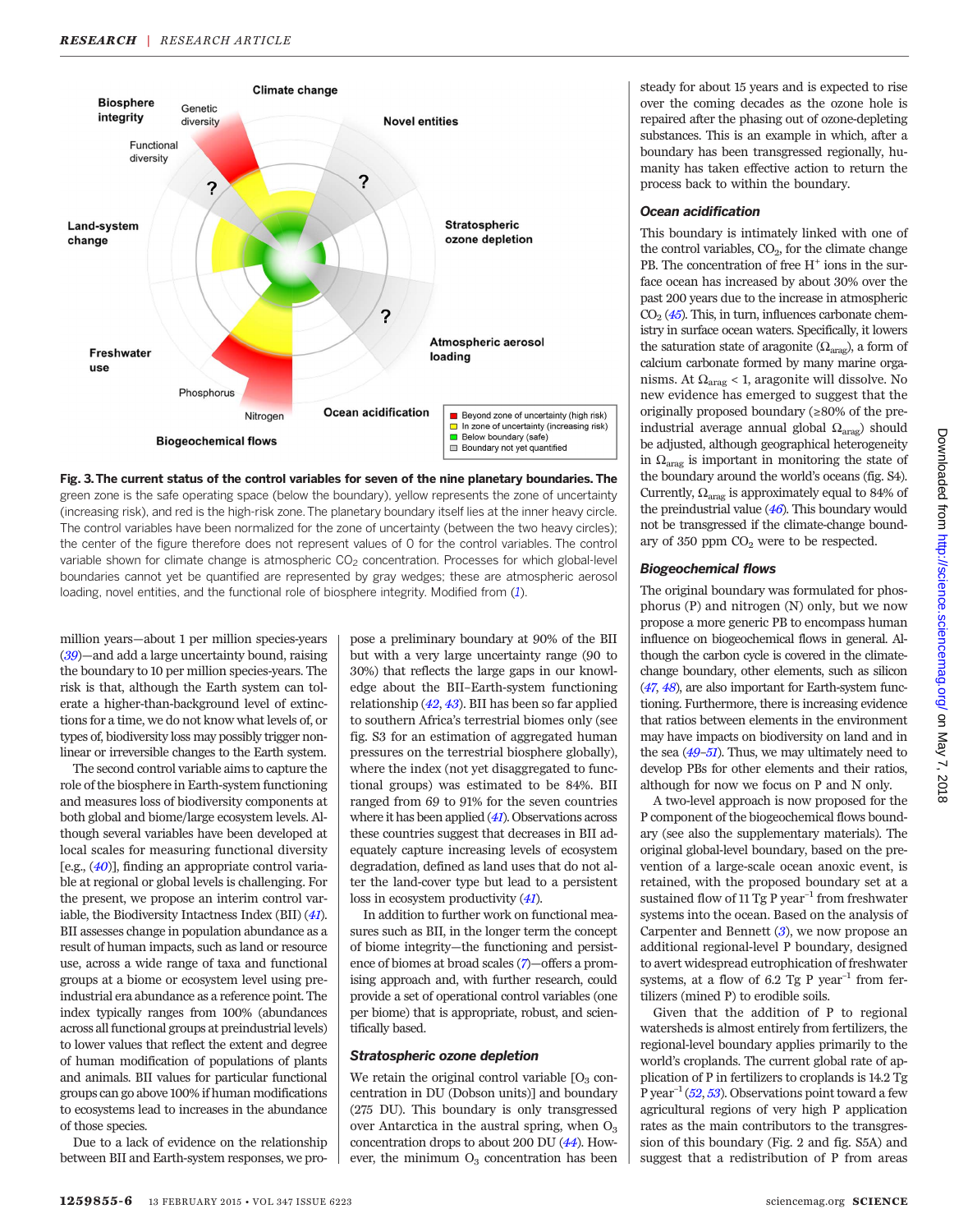**Fig. 3. The current status of the control variables for seven of the nine planetary boundaries.** The green zone is the safe operating space (below the boundary), yellow represents the zone of uncertainty (increasing risk), and red is the high-risk zone. The planetary boundary itself lies at the inner heavy circle. The control variables have been normalized for the zone of uncertainty (between the two heavy circles); the center of the figure therefore does not represent values of 0 for the control variables. The control variable shown for climate change is atmospheric $CO_2$ concentration. Processes for which global-level boundaries cannot yet be quantified are represented by gray wedges; these are atmospheric aerosol loading, novel entities, and the functional role of biosphere integrity. Modified from (*1*).

million years—about 1 per million species-years (*39*)—and add a large uncertainty bound, raising the boundary to 10 per million species-years. The risk is that, although the Earth system can tolerate a higher-than-background level of extinctions for a time, we do not know what levels of, or types of, biodiversity loss may possibly trigger nonlinear or irreversible changes to the Earth system.

The second control variable aims to capture the role of the biosphere in Earth-system functioning and measures loss of biodiversity components at both global and biome/large ecosystem levels. Although several variables have been developed at local scales for measuring functional diversity [e.g., (*40*)], finding an appropriate control variable at regional or global levels is challenging. For the present, we propose an interim control variable, the Biodiversity Intactness Index (BII) (*41*). BII assesses change in population abundance as a result of human impacts, such as land or resource use, across a wide range of taxa and functional groups at a biome or ecosystem level using preindustrial era abundance as a reference point. The index typically ranges from 100% (abundances across all functional groups at preindustrial levels) to lower values that reflect the extent and degree of human modification of populations of plants and animals. BII values for particular functional groups can go above 100% if human modifications to ecosystems lead to increases in the abundance of those species.

Due to a lack of evidence on the relationship between BII and Earth-system responses, we propose a preliminary boundary at 90% of the BII but with a very large uncertainty range (90 to 30%) that reflects the large gaps in our knowledge about the BII–Earth-system functioning relationship (*42*, *43*). BII has been so far applied to southern Africa's terrestrial biomes only (see fig. S3 for an estimation of aggregated human pressures on the terrestrial biosphere globally), where the index (not yet disaggregated to functional groups) was estimated to be 84%. BII ranged from 69 to 91% for the seven countries where it has been applied (*41*). Observations across these countries suggest that decreases in BII adequately capture increasing levels of ecosystem degradation, defined as land uses that do not alter the land-cover type but lead to a persistent loss in ecosystem productivity (*41*).

In addition to further work on functional measures such as BII, in the longer term the concept of biome integrity—the functioning and persistence of biomes at broad scales (*7*)—offers a promising approach and, with further research, could provide a set of operational control variables (one per biome) that is appropriate, robust, and scientifically based.

### *Stratospheric ozone depletion*

We retain the original control variable [$O_3$ concentration in DU (Dobson units)] and boundary (275 DU). This boundary is only transgressed over Antarctica in the austral spring, when $O_3$ concentration drops to about 200 DU (*44*). However, the minimum $O_3$ concentration has been steady for about 15 years and is expected to rise over the coming decades as the ozone hole is repaired after the phasing out of ozone-depleting substances. This is an example in which, after a boundary has been transgressed regionally, humanity has taken effective action to return the process back to within the boundary.

### *Ocean acidification*

This boundary is intimately linked with one of the control variables, $CO_2$, for the climate change PB. The concentration of free $H^+$ ions in the surface ocean has increased by about 30% over the past 200 years due to the increase in atmospheric $CO_2$ (*45*). This, in turn, influences carbonate chemistry in surface ocean waters. Specifically, it lowers the saturation state of aragonite ($\Omega_{arag}$), a form of calcium carbonate formed by many marine organisms. At $\Omega_{arag} < 1$, aragonite will dissolve. No new evidence has emerged to suggest that the originally proposed boundary (≥80% of the preindustrial average annual global $\Omega_{arag}$) should be adjusted, although geographical heterogeneity in $\Omega_{arag}$ is important in monitoring the state of the boundary around the world's oceans (fig. S4). Currently, $\Omega_{arag}$ is approximately equal to 84% of the preindustrial value (*46*). This boundary would not be transgressed if the climate-change boundary of 350 ppm $CO_2$ were to be respected.

### *Biogeochemical flows*

The original boundary was formulated for phosphorus (P) and nitrogen (N) only, but we now propose a more generic PB to encompass human influence on biogeochemical flows in general. Although the carbon cycle is covered in the climate-change boundary, other elements, such as silicon (*47*, *48*), are also important for Earth-system functioning. Furthermore, there is increasing evidence that ratios between elements in the environment may have impacts on biodiversity on land and in the sea (*49*–*51*). Thus, we may ultimately need to develop PBs for other elements and their ratios, although for now we focus on P and N only.

A two-level approach is now proposed for the P component of the biogeochemical flows boundary (see also the supplementary materials). The original global-level boundary, based on the prevention of a large-scale ocean anoxic event, is retained, with the proposed boundary set at a sustained flow of 11 Tg P $year^{-1}$ from freshwater systems into the ocean. Based on the analysis of Carpenter and Bennett (*3*), we now propose an additional regional-level P boundary, designed to avert widespread eutrophication of freshwater systems, at a flow of 6.2 Tg P $year^{-1}$ from fertilizers (mined P) to erodible soils.

Given that the addition of P to regional watersheds is almost entirely from fertilizers, the regional-level boundary applies primarily to the world's croplands. The current global rate of application of P in fertilizers to croplands is 14.2 Tg P $year^{-1}$ (*52*, *53*). Observations point toward a few agricultural regions of very high P application rates as the main contributors to the transgression of this boundary (Fig. 2 and fig. S5A) and suggest that a redistribution of P from areas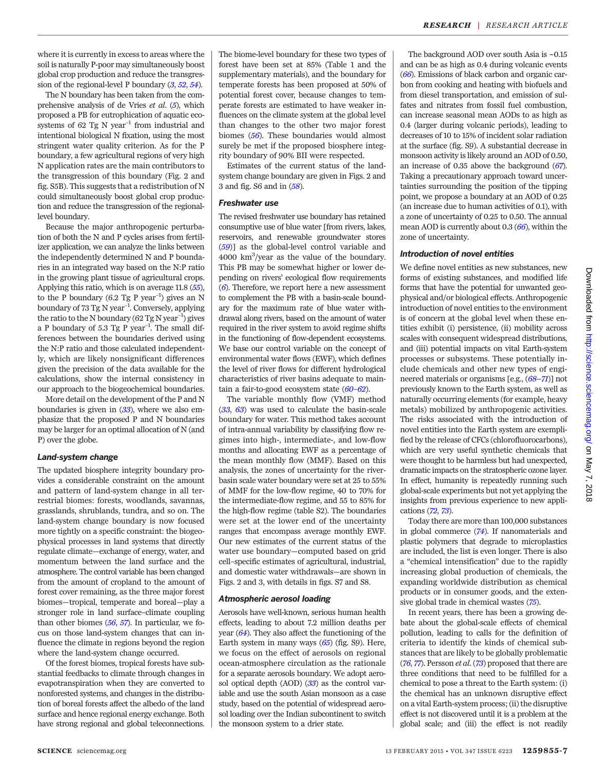where it is currently in excess to areas where the soil is naturally P-poor may simultaneously boost global crop production and reduce the transgression of the regional-level P boundary (3, 52, 54).

The N boundary has been taken from the comprehensive analysis of de Vries *et al.* (5), which proposed a PB for eutrophication of aquatic ecosystems of 62 Tg N $year^{-1}$ from industrial and intentional biological N fixation, using the most stringent water quality criterion. As for the P boundary, a few agricultural regions of very high N application rates are the main contributors to the transgression of this boundary (Fig. 2 and fig. S5B). This suggests that a redistribution of N could simultaneously boost global crop production and reduce the transgression of the regional-level boundary.

Because the major anthropogenic perturbation of both the N and P cycles arises from fertilizer application, we can analyze the links between the independently determined N and P boundaries in an integrated way based on the N:P ratio in the growing plant tissue of agricultural crops. Applying this ratio, which is on average 11.8 (55), to the P boundary (6.2 Tg P $year^{-1}$) gives an N boundary of 73 Tg N $year^{-1}$. Conversely, applying the ratio to the N boundary (62 Tg N $year^{-1}$) gives a P boundary of 5.3 Tg P $year^{-1}$. The small differences between the boundaries derived using the N:P ratio and those calculated independently, which are likely nonsignificant differences given the precision of the data available for the calculations, show the internal consistency in our approach to the biogeochemical boundaries.

More detail on the development of the P and N boundaries is given in (33), where we also emphasize that the proposed P and N boundaries may be larger for an optimal allocation of N (and P) over the globe.

### Land-system change

The updated biosphere integrity boundary provides a considerable constraint on the amount and pattern of land-system change in all terrestrial biomes: forests, woodlands, savannas, grasslands, shrublands, tundra, and so on. The land-system change boundary is now focused more tightly on a specific constraint: the biogeophysical processes in land systems that directly regulate climate—exchange of energy, water, and momentum between the land surface and the atmosphere. The control variable has been changed from the amount of cropland to the amount of forest cover remaining, as the three major forest biomes—tropical, temperate and boreal—play a stronger role in land surface–climate coupling than other biomes (56, 57). In particular, we focus on those land-system changes that can influence the climate in regions beyond the region where the land-system change occurred.

Of the forest biomes, tropical forests have substantial feedbacks to climate through changes in evapotranspiration when they are converted to nonforested systems, and changes in the distribution of boreal forests affect the albedo of the land surface and hence regional energy exchange. Both have strong regional and global teleconnections. The biome-level boundary for these two types of forest have been set at 85% (Table 1 and the supplementary materials), and the boundary for temperate forests has been proposed at 50% of potential forest cover, because changes to temperate forests are estimated to have weaker influences on the climate system at the global level than changes to the other two major forest biomes (56). These boundaries would almost surely be met if the proposed biosphere integrity boundary of 90% BII were respected.

Estimates of the current status of the land-system change boundary are given in Figs. 2 and 3 and fig. S6 and in (58).

### Freshwater use

The revised freshwater use boundary has retained consumptive use of blue water [from rivers, lakes, reservoirs, and renewable groundwater stores (59)] as the global-level control variable and 4000 $km^3$/year as the value of the boundary. This PB may be somewhat higher or lower depending on rivers' ecological flow requirements (6). Therefore, we report here a new assessment to complement the PB with a basin-scale boundary for the maximum rate of blue water withdrawal along rivers, based on the amount of water required in the river system to avoid regime shifts in the functioning of flow-dependent ecosystems. We base our control variable on the concept of environmental water flows (EWF), which defines the level of river flows for different hydrological characteristics of river basins adequate to maintain a fair-to-good ecosystem state (60–62).

The variable monthly flow (VMF) method (33, 63) was used to calculate the basin-scale boundary for water. This method takes account of intra-annual variability by classifying flow regimes into high-, intermediate-, and low-flow months and allocating EWF as a percentage of the mean monthly flow (MMF). Based on this analysis, the zones of uncertainty for the river-basin scale water boundary were set at 25 to 55% of MMF for the low-flow regime, 40 to 70% for the intermediate-flow regime, and 55 to 85% for the high-flow regime (table S2). The boundaries were set at the lower end of the uncertainty ranges that encompass average monthly EWF. Our new estimates of the current status of the water use boundary—computed based on grid cell–specific estimates of agricultural, industrial, and domestic water withdrawals—are shown in Figs. 2 and 3, with details in figs. S7 and S8.

### Atmospheric aerosol loading

Aerosols have well-known, serious human health effects, leading to about 7.2 million deaths per year (64). They also affect the functioning of the Earth system in many ways (65) (fig. S9). Here, we focus on the effect of aerosols on regional ocean-atmosphere circulation as the rationale for a separate aerosols boundary. We adopt aerosol optical depth (AOD) (33) as the control variable and use the south Asian monsoon as a case study, based on the potential of widespread aerosol loading over the Indian subcontinent to switch the monsoon system to a drier state.

The background AOD over south Asia is ~0.15 and can be as high as 0.4 during volcanic events (66). Emissions of black carbon and organic carbon from cooking and heating with biofuels and from diesel transportation, and emission of sulfates and nitrates from fossil fuel combustion, can increase seasonal mean AODs to as high as 0.4 (larger during volcanic periods), leading to decreases of 10 to 15% of incident solar radiation at the surface (fig. S9). A substantial decrease in monsoon activity is likely around an AOD of 0.50, an increase of 0.35 above the background (67). Taking a precautionary approach toward uncertainties surrounding the position of the tipping point, we propose a boundary at an AOD of 0.25 (an increase due to human activities of 0.1), with a zone of uncertainty of 0.25 to 0.50. The annual mean AOD is currently about 0.3 (66), within the zone of uncertainty.

### Introduction of novel entities

We define novel entities as new substances, new forms of existing substances, and modified life forms that have the potential for unwanted geophysical and/or biological effects. Anthropogenic introduction of novel entities to the environment is of concern at the global level when these entities exhibit (i) persistence, (ii) mobility across scales with consequent widespread distributions, and (iii) potential impacts on vital Earth-system processes or subsystems. These potentially include chemicals and other new types of engineered materials or organisms [e.g., (68–71)] not previously known to the Earth system, as well as naturally occurring elements (for example, heavy metals) mobilized by anthropogenic activities. The risks associated with the introduction of novel entities into the Earth system are exemplified by the release of CFCs (chlorofluorocarbons), which are very useful synthetic chemicals that were thought to be harmless but had unexpected, dramatic impacts on the stratospheric ozone layer. In effect, humanity is repeatedly running such global-scale experiments but not yet applying the insights from previous experience to new applications (72, 73).

Today there are more than 100,000 substances in global commerce (74). If nanomaterials and plastic polymers that degrade to microplastics are included, the list is even longer. There is also a "chemical intensification" due to the rapidly increasing global production of chemicals, the expanding worldwide distribution as chemical products or in consumer goods, and the extensive global trade in chemical wastes (75).

In recent years, there has been a growing debate about the global-scale effects of chemical pollution, leading to calls for the definition of criteria to identify the kinds of chemical substances that are likely to be globally problematic (76, 77). Persson *et al.* (73) proposed that there are three conditions that need to be fulfilled for a chemical to pose a threat to the Earth system: (i) the chemical has an unknown disruptive effect on a vital Earth-system process; (ii) the disruptive effect is not discovered until it is a problem at the global scale; and (iii) the effect is not readily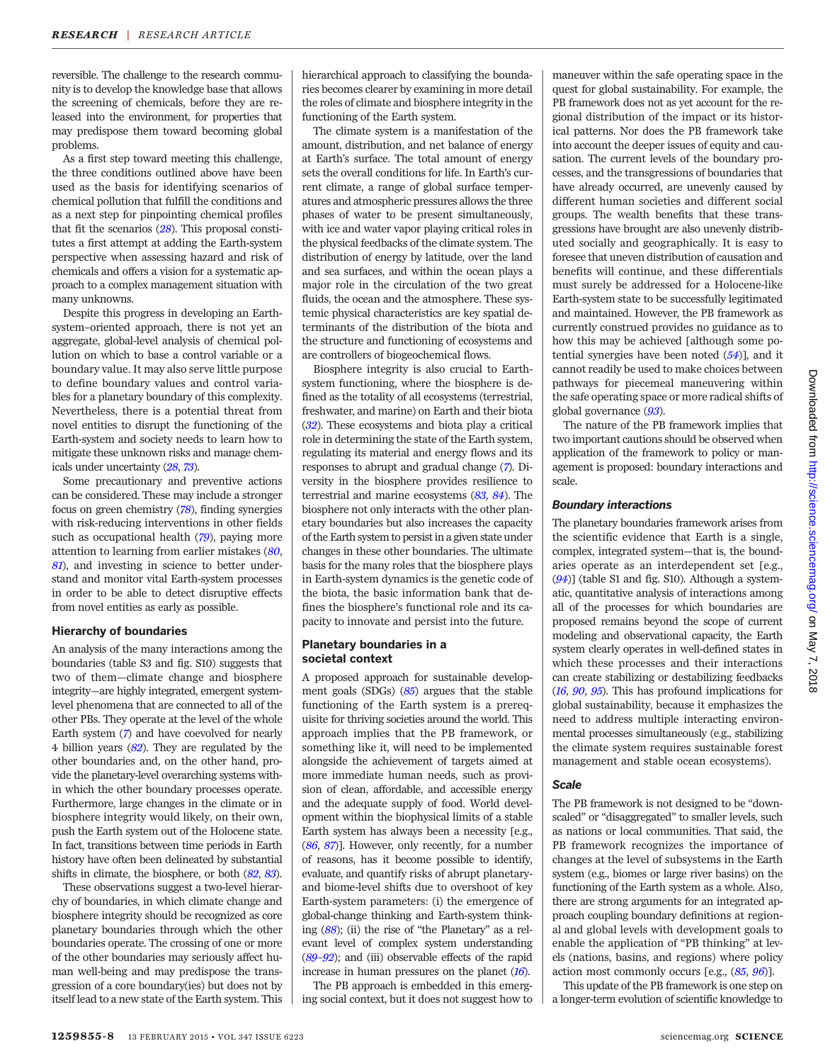reversible. The challenge to the research community is to develop the knowledge base that allows the screening of chemicals, before they are released into the environment, for properties that may predispose them toward becoming global problems.

As a first step toward meeting this challenge, the three conditions outlined above have been used as the basis for identifying scenarios of chemical pollution that fulfill the conditions and as a next step for pinpointing chemical profiles that fit the scenarios (*28*). This proposal constitutes a first attempt at adding the Earth-system perspective when assessing hazard and risk of chemicals and offers a vision for a systematic approach to a complex management situation with many unknowns.

Despite this progress in developing an Earth-system–oriented approach, there is not yet an aggregate, global-level analysis of chemical pollution on which to base a control variable or a boundary value. It may also serve little purpose to define boundary values and control variables for a planetary boundary of this complexity. Nevertheless, there is a potential threat from novel entities to disrupt the functioning of the Earth-system and society needs to learn how to mitigate these unknown risks and manage chemicals under uncertainty (*28*, *73*).

Some precautionary and preventive actions can be considered. These may include a stronger focus on green chemistry (*78*), finding synergies with risk-reducing interventions in other fields such as occupational health (*79*), paying more attention to learning from earlier mistakes (*80*, *81*), and investing in science to better understand and monitor vital Earth-system processes in order to be able to detect disruptive effects from novel entities as early as possible.

### Hierarchy of boundaries

An analysis of the many interactions among the boundaries (table S3 and fig. S10) suggests that two of them—climate change and biosphere integrity—are highly integrated, emergent system-level phenomena that are connected to all of the other PBs. They operate at the level of the whole Earth system (*7*) and have coevolved for nearly 4 billion years (*82*). They are regulated by the other boundaries and, on the other hand, provide the planetary-level overarching systems within which the other boundary processes operate. Furthermore, large changes in the climate or in biosphere integrity would likely, on their own, push the Earth system out of the Holocene state. In fact, transitions between time periods in Earth history have often been delineated by substantial shifts in climate, the biosphere, or both (*82*, *83*).

These observations suggest a two-level hierarchy of boundaries, in which climate change and biosphere integrity should be recognized as core planetary boundaries through which the other boundaries operate. The crossing of one or more of the other boundaries may seriously affect human well-being and may predispose the transgression of a core boundary(ies) but does not by itself lead to a new state of the Earth system. This hierarchical approach to classifying the boundaries becomes clearer by examining in more detail the roles of climate and biosphere integrity in the functioning of the Earth system.

The climate system is a manifestation of the amount, distribution, and net balance of energy at Earth's surface. The total amount of energy sets the overall conditions for life. In Earth's current climate, a range of global surface temperatures and atmospheric pressures allows the three phases of water to be present simultaneously, with ice and water vapor playing critical roles in the physical feedbacks of the climate system. The distribution of energy by latitude, over the land and sea surfaces, and within the ocean plays a major role in the circulation of the two great fluids, the ocean and the atmosphere. These systemic physical characteristics are key spatial determinants of the distribution of the biota and the structure and functioning of ecosystems and are controllers of biogeochemical flows.

Biosphere integrity is also crucial to Earth-system functioning, where the biosphere is defined as the totality of all ecosystems (terrestrial, freshwater, and marine) on Earth and their biota (*32*). These ecosystems and biota play a critical role in determining the state of the Earth system, regulating its material and energy flows and its responses to abrupt and gradual change (*7*). Diversity in the biosphere provides resilience to terrestrial and marine ecosystems (*83*, *84*). The biosphere not only interacts with the other planetary boundaries but also increases the capacity of the Earth system to persist in a given state under changes in these other boundaries. The ultimate basis for the many roles that the biosphere plays in Earth-system dynamics is the genetic code of the biota, the basic information bank that defines the biosphere's functional role and its capacity to innovate and persist into the future.

### Planetary boundaries in a societal context

A proposed approach for sustainable development goals (SDGs) (*85*) argues that the stable functioning of the Earth system is a prerequisite for thriving societies around the world. This approach implies that the PB framework, or something like it, will need to be implemented alongside the achievement of targets aimed at more immediate human needs, such as provision of clean, affordable, and accessible energy and the adequate supply of food. World development within the biophysical limits of a stable Earth system has always been a necessity [e.g., (*86*, *87*)]. However, only recently, for a number of reasons, has it become possible to identify, evaluate, and quantify risks of abrupt planetary- and biome-level shifts due to overshoot of key Earth-system parameters: (i) the emergence of global-change thinking and Earth-system thinking (*88*); (ii) the rise of "the Planetary" as a relevant level of complex system understanding (*89*–*92*); and (iii) observable effects of the rapid increase in human pressures on the planet (*16*).

The PB approach is embedded in this emerging social context, but it does not suggest how to maneuver within the safe operating space in the quest for global sustainability. For example, the PB framework does not as yet account for the regional distribution of the impact or its historical patterns. Nor does the PB framework take into account the deeper issues of equity and causation. The current levels of the boundary processes, and the transgressions of boundaries that have already occurred, are unevenly caused by different human societies and different social groups. The wealth benefits that these transgressions have brought are also unevenly distributed socially and geographically. It is easy to foresee that uneven distribution of causation and benefits will continue, and these differentials must surely be addressed for a Holocene-like Earth-system state to be successfully legitimated and maintained. However, the PB framework as currently construed provides no guidance as to how this may be achieved [although some potential synergies have been noted (*54*)], and it cannot readily be used to make choices between pathways for piecemeal maneuvering within the safe operating space or more radical shifts of global governance (*93*).

The nature of the PB framework implies that two important cautions should be observed when application of the framework to policy or management is proposed: boundary interactions and scale.

#### Boundary interactions

The planetary boundaries framework arises from the scientific evidence that Earth is a single, complex, integrated system—that is, the boundaries operate as an interdependent set [e.g., (*94*)] (table S1 and fig. S10). Although a systematic, quantitative analysis of interactions among all of the processes for which boundaries are proposed remains beyond the scope of current modeling and observational capacity, the Earth system clearly operates in well-defined states in which these processes and their interactions can create stabilizing or destabilizing feedbacks (*16*, *90*, *95*). This has profound implications for global sustainability, because it emphasizes the need to address multiple interacting environmental processes simultaneously (e.g., stabilizing the climate system requires sustainable forest management and stable ocean ecosystems).

#### Scale

The PB framework is not designed to be "downscaled" or "disaggregated" to smaller levels, such as nations or local communities. That said, the PB framework recognizes the importance of changes at the level of subsystems in the Earth system (e.g., biomes or large river basins) on the functioning of the Earth system as a whole. Also, there are strong arguments for an integrated approach coupling boundary definitions at regional and global levels with development goals to enable the application of "PB thinking" at levels (nations, basins, and regions) where policy action most commonly occurs [e.g., (*85*, *96*)].

This update of the PB framework is one step on a longer-term evolution of scientific knowledge to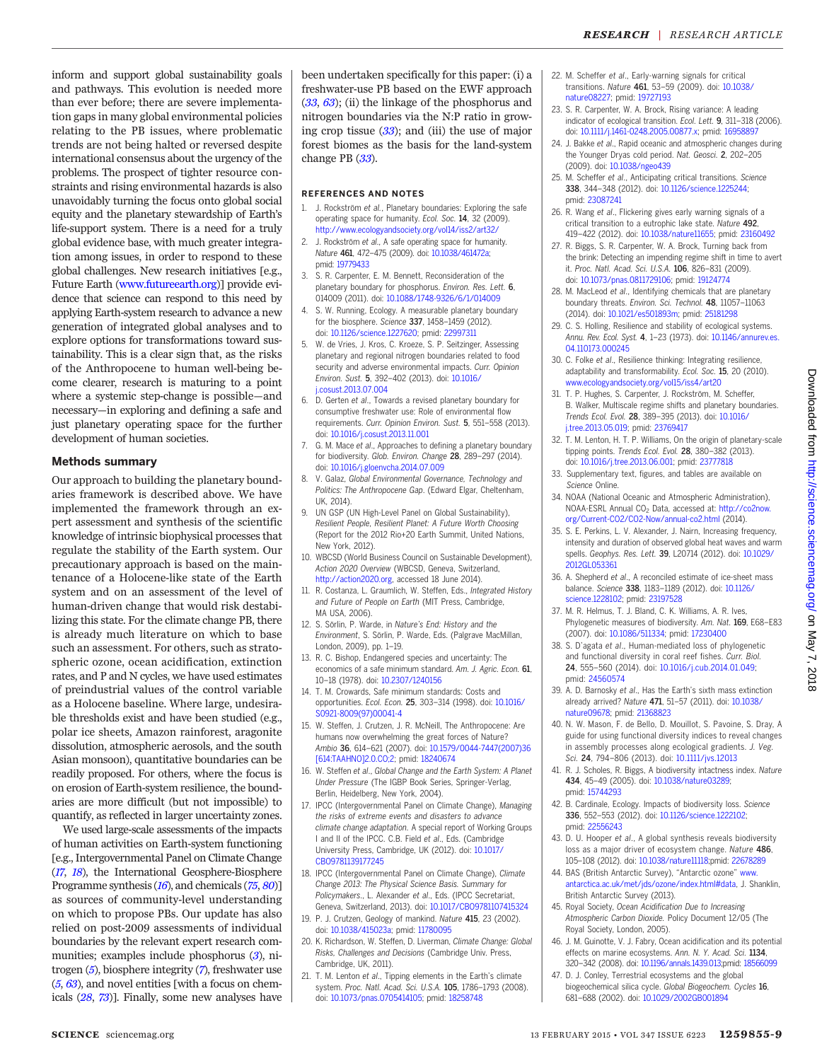inform and support global sustainability goals and pathways. This evolution is needed more than ever before; there are severe implementation gaps in many global environmental policies relating to the PB issues, where problematic trends are not being halted or reversed despite international consensus about the urgency of the problems. The prospect of tighter resource constraints and rising environmental hazards is also unavoidably turning the focus onto global social equity and the planetary stewardship of Earth's life-support system. There is a need for a truly global evidence base, with much greater integration among issues, in order to respond to these global challenges. New research initiatives [e.g., Future Earth (www.futureearth.org)] provide evidence that science can respond to this need by applying Earth-system research to advance a new generation of integrated global analyses and to explore options for transformations toward sustainability. This is a clear sign that, as the risks of the Anthropocene to human well-being become clearer, research is maturing to a point where a systemic step-change is possible—and necessary—in exploring and defining a safe and just planetary operating space for the further development of human societies.

## Methods summary

Our approach to building the planetary boundaries framework is described above. We have implemented the framework through an expert assessment and synthesis of the scientific knowledge of intrinsic biophysical processes that regulate the stability of the Earth system. Our precautionary approach is based on the maintenance of a Holocene-like state of the Earth system and on an assessment of the level of human-driven change that would risk destabilizing this state. For the climate change PB, there is already much literature on which to base such an assessment. For others, such as stratospheric ozone, ocean acidification, extinction rates, and P and N cycles, we have used estimates of preindustrial values of the control variable as a Holocene baseline. Where large, undesirable thresholds exist and have been studied (e.g., polar ice sheets, Amazon rainforest, aragonite dissolution, atmospheric aerosols, and the south Asian monsoon), quantitative boundaries can be readily proposed. For others, where the focus is on erosion of Earth-system resilience, the boundaries are more difficult (but not impossible) to quantify, as reflected in larger uncertainty zones.

We used large-scale assessments of the impacts of human activities on Earth-system functioning [e.g., Intergovernmental Panel on Climate Change (*17*, *18*), the International Geosphere-Biosphere Programme synthesis (*16*), and chemicals (*75*, *80*)] as sources of community-level understanding on which to propose PBs. Our update has also relied on post-2009 assessments of individual boundaries by the relevant expert research communities; examples include phosphorus (*3*), nitrogen (*5*), biosphere integrity (*7*), freshwater use (*5*, *63*), and novel entities [with a focus on chemicals (*28*, *73*)]. Finally, some new analyses have been undertaken specifically for this paper: (i) a freshwater-use PB based on the EWF approach (*33*, *63*); (ii) the linkage of the phosphorus and nitrogen boundaries via the N:P ratio in growing crop tissue (*33*); and (iii) the use of major forest biomes as the basis for the land-system change PB (*33*).

## REFERENCES AND NOTES

1. J. Rockström *et al.*, Planetary boundaries: Exploring the safe operating space for humanity. *Ecol. Soc.* **14**, 32 (2009). http://www.ecologyandsociety.org/vol14/iss2/art32/
2. J. Rockström *et al.*, A safe operating space for humanity. *Nature* **461**, 472–475 (2009). doi: 10.1038/461472a; pmid: 19779433
3. S. R. Carpenter, E. M. Bennett, Reconsideration of the planetary boundary for phosphorus. *Environ. Res. Lett.* **6**, 014009 (2011). doi: 10.1088/1748-9326/6/1/014009
4. S. W. Running, Ecology. A measurable planetary boundary for the biosphere. *Science* **337**, 1458–1459 (2012). doi: 10.1126/science.1227620; pmid: 22997311
5. W. de Vries, J. Kros, C. Kroeze, S. P. Seitzinger, Assessing planetary and regional nitrogen boundaries related to food security and adverse environmental impacts. *Curr. Opinion Environ. Sust.* **5**, 392–402 (2013). doi: 10.1016/j.cosust.2013.07.004
6. D. Gerten *et al.*, Towards a revised planetary boundary for consumptive freshwater use: Role of environmental flow requirements. *Curr. Opinion Environ. Sust.* **5**, 551–558 (2013). doi: 10.1016/j.cosust.2013.11.001
7. G. M. Mace *et al.*, Approaches to defining a planetary boundary for biodiversity. *Glob. Environ. Change* **28**, 289–297 (2014). doi: 10.1016/j.gloenvcha.2014.07.009
8. V. Galaz, *Global Environmental Governance, Technology and Politics: The Anthropocene Gap*. (Edward Elgar, Cheltenham, UK, 2014).
9. UN GSP (UN High-Level Panel on Global Sustainability), *Resilient People, Resilient Planet: A Future Worth Choosing* (Report for the 2012 Rio+20 Earth Summit, United Nations, New York, 2012).
10. WBCSD (World Business Council on Sustainable Development), *Action 2020 Overview* (WBCSD, Geneva, Switzerland, http://action2020.org, accessed 18 June 2014).
11. R. Costanza, L. Graumlich, W. Steffen, Eds., *Integrated History and Future of People on Earth* (MIT Press, Cambridge, MA USA, 2006).
12. S. Sörlin, P. Warde, in *Nature's End: History and the Environment*, S. Sörlin, P. Warde, Eds. (Palgrave MacMillan, London, 2009), pp. 1–19.
13. R. C. Bishop, Endangered species and uncertainty: The economics of a safe minimum standard. *Am. J. Agric. Econ.* **61**, 10–18 (1978). doi: 10.2307/1240156
14. T. M. Crowards, Safe minimum standards: Costs and opportunities. *Ecol. Econ.* **25**, 303–314 (1998). doi: 10.1016/S0921-8009(97)00041-4
15. W. Steffen, J. Crutzen, J. R. McNeill, The Anthropocene: Are humans now overwhelming the great forces of Nature? *Ambio* **36**, 614–621 (2007). doi: 10.1579/0044-7447(2007)36[614:TAHNO]2.0.CO;2; pmid: 18240674
16. W. Steffen *et al.*, *Global Change and the Earth System: A Planet Under Pressure* (The IGBP Book Series, Springer-Verlag, Berlin, Heidelberg, New York, 2004).
17. IPCC (Intergovernmental Panel on Climate Change), *Managing the risks of extreme events and disasters to advance climate change adaptation*. A special report of Working Groups I and II of the IPCC. C.B. Field *et al.*, Eds. (Cambridge University Press, Cambridge, UK (2012). doi: 10.1017/CBO9781139177245
18. IPCC (Intergovernmental Panel on Climate Change), *Climate Change 2013: The Physical Science Basis. Summary for Policymakers.*, L. Alexander *et al.*, Eds. (IPCC Secretariat, Geneva, Switzerland, 2013). doi: 10.1017/CBO9781107415324
19. P. J. Crutzen, Geology of mankind. *Nature* **415**, 23 (2002). doi: 10.1038/415023a; pmid: 11780095
20. K. Richardson, W. Steffen, D. Liverman, *Climate Change: Global Risks, Challenges and Decisions* (Cambridge Univ. Press, Cambridge, UK, 2011).
21. T. M. Lenton *et al.*, Tipping elements in the Earth's climate system. *Proc. Natl. Acad. Sci. U.S.A.* **105**, 1786–1793 (2008). doi: 10.1073/pnas.0705414105; pmid: 18258748
22. M. Scheffer *et al.*, Early-warning signals for critical transitions. *Nature* **461**, 53–59 (2009). doi: 10.1038/nature08227; pmid: 19727193
23. S. R. Carpenter, W. A. Brock, Rising variance: A leading indicator of ecological transition. *Ecol. Lett.* **9**, 311–318 (2006). doi: 10.1111/j.1461-0248.2005.00877.x; pmid: 16958897
24. J. Bakke *et al.*, Rapid oceanic and atmospheric changes during the Younger Dryas cold period. *Nat. Geosci.* **2**, 202–205 (2009). doi: 10.1038/ngeo439
25. M. Scheffer *et al.*, Anticipating critical transitions. *Science* **338**, 344–348 (2012). doi: 10.1126/science.1225244; pmid: 23087241
26. R. Wang *et al.*, Flickering gives early warning signals of a critical transition to a eutrophic lake state. *Nature* **492**, 419–422 (2012). doi: 10.1038/nature11655; pmid: 23160492
27. R. Biggs, S. R. Carpenter, W. A. Brock, Turning back from the brink: Detecting an impending regime shift in time to avert it. *Proc. Natl. Acad. Sci. U.S.A.* **106**, 826–831 (2009). doi: 10.1073/pnas.0811729106; pmid: 19124774
28. M. MacLeod *et al.*, Identifying chemicals that are planetary boundary threats. *Environ. Sci. Technol.* **48**, 11057–11063 (2014). doi: 10.1021/es501893m; pmid: 25181298
29. C. S. Holling, Resilience and stability of ecological systems. *Annu. Rev. Ecol. Syst.* **4**, 1–23 (1973). doi: 10.1146/annurev.es.04.110173.000245
30. C. Folke *et al.*, Resilience thinking: Integrating resilience, adaptability and transformability. *Ecol. Soc.* **15**, 20 (2010). www.ecologyandsociety.org/vol15/iss4/art20
31. T. P. Hughes, S. Carpenter, J. Rockström, M. Scheffer, B. Walker, Multiscale regime shifts and planetary boundaries. *Trends Ecol. Evol.* **28**, 389–395 (2013). doi: 10.1016/j.tree.2013.05.019; pmid: 23769417
32. T. M. Lenton, H. T. P. Williams, On the origin of planetary-scale tipping points. *Trends Ecol. Evol.* **28**, 380–382 (2013). doi: 10.1016/j.tree.2013.06.001; pmid: 23777818
33. Supplementary text, figures, and tables are available on *Science* Online.
34. NOAA (National Oceanic and Atmospheric Administration), NOAA-ESRL Annual $CO_2$ Data, accessed at: http://co2now.org/Current-CO2/CO2-Now/annual-co2.html (2014).
35. S. E. Perkins, L. V. Alexander, J. Nairn, Increasing frequency, intensity and duration of observed global heat waves and warm spells. *Geophys. Res. Lett.* **39**, L20714 (2012). doi: 10.1029/2012GL053361
36. A. Shepherd *et al.*, A reconciled estimate of ice-sheet mass balance. *Science* **338**, 1183–1189 (2012). doi: 10.1126/science.1228102; pmid: 23197528
37. M. R. Helmus, T. J. Bland, C. K. Williams, A. R. Ives, Phylogenetic measures of biodiversity. *Am. Nat.* **169**, E68–E83 (2007). doi: 10.1086/511334; pmid: 17230400
38. S. D'agata *et al.*, Human-mediated loss of phylogenetic and functional diversity in coral reef fishes. *Curr. Biol.* **24**, 555–560 (2014). doi: 10.1016/j.cub.2014.01.049; pmid: 24560574
39. A. D. Barnosky *et al.*, Has the Earth's sixth mass extinction already arrived? *Nature* **471**, 51–57 (2011). doi: 10.1038/nature09678; pmid: 21368823
40. N. W. Mason, F. de Bello, D. Mouillot, S. Pavoine, S. Dray, A guide for using functional diversity indices to reveal changes in assembly processes along ecological gradients. *J. Veg. Sci.* **24**, 794–806 (2013). doi: 10.1111/jvs.12013
41. R. J. Scholes, R. Biggs, A biodiversity intactness index. *Nature* **434**, 45–49 (2005). doi: 10.1038/nature03289; pmid: 15744293
42. B. Cardinale, Ecology. Impacts of biodiversity loss. *Science* **336**, 552–553 (2012). doi: 10.1126/science.1222102; pmid: 22556243
43. D. U. Hooper *et al.*, A global synthesis reveals biodiversity loss as a major driver of ecosystem change. *Nature* **486**, 105–108 (2012). doi: 10.1038/nature11118;pmid: 22678289
44. BAS (British Antarctic Survey), "Antarctic ozone" www.antarctica.ac.uk/met/jds/ozone/index.html#data, J. Shanklin, British Antarctic Survey (2013).
45. Royal Society, *Ocean Acidification Due to Increasing Atmospheric Carbon Dioxide.* Policy Document 12/05 (The Royal Society, London, 2005).
46. J. M. Guinotte, V. J. Fabry, Ocean acidification and its potential effects on marine ecosystems. *Ann. N. Y. Acad. Sci.* **1134**, 320–342 (2008). doi: 10.1196/annals.1439.013;pmid: 18566099
47. D. J. Conley, Terrestrial ecosystems and the global biogeochemical silica cycle. *Global Biogeochem. Cycles* **16**, 681–688 (2002). doi: 10.1029/2002GB001894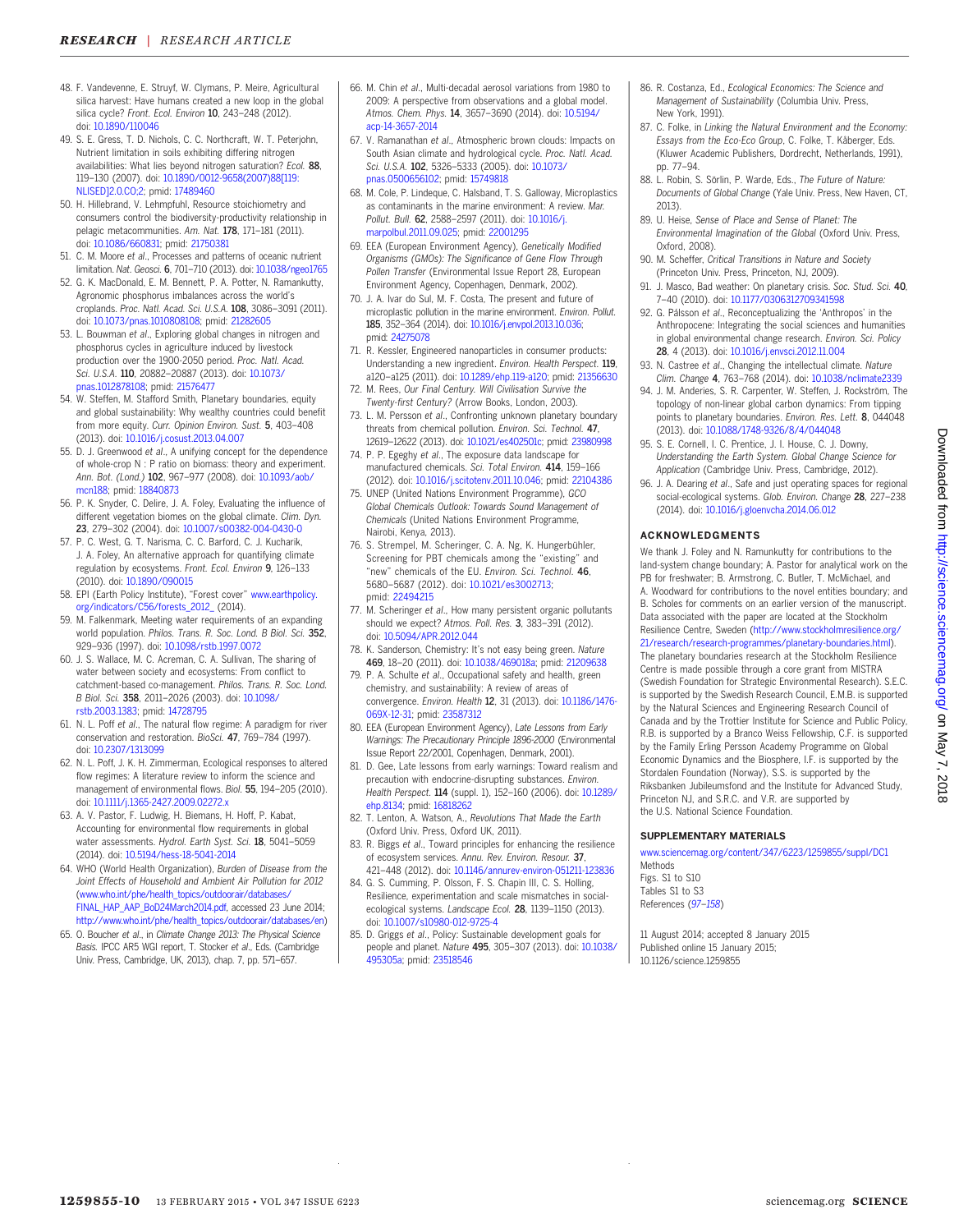48. F. Vandevenne, E. Struyf, W. Clymans, P. Meire, Agricultural silica harvest: Have humans created a new loop in the global silica cycle? *Front. Ecol. Environ* **10**, 243–248 (2012). doi: 10.1890/110046

49. S. E. Gress, T. D. Nichols, C. C. Northcraft, W. T. Peterjohn, Nutrient limitation in soils exhibiting differing nitrogen availabilities: What lies beyond nitrogen saturation? *Ecol.* **88**, 119–130 (2007). doi: 10.1890/0012-9658(2007)88[119:NLISED]2.0.CO;2; pmid: 17489460

50. H. Hillebrand, V. Lehmpfuhl, Resource stoichiometry and consumers control the biodiversity-productivity relationship in pelagic metacommunities. *Am. Nat.* **178**, 171–181 (2011). doi: 10.1086/660831; pmid: 21750381

51. C. M. Moore *et al.*, Processes and patterns of oceanic nutrient limitation. *Nat. Geosci.* **6**, 701–710 (2013). doi: 10.1038/ngeo1765

52. G. K. MacDonald, E. M. Bennett, P. A. Potter, N. Ramankutty, Agronomic phosphorus imbalances across the world's croplands. *Proc. Natl. Acad. Sci. U.S.A.* **108**, 3086–3091 (2011). doi: 10.1073/pnas.1010808108; pmid: 21282605

53. L. Bouwman *et al.*, Exploring global changes in nitrogen and phosphorus cycles in agriculture induced by livestock production over the 1900-2050 period. *Proc. Natl. Acad. Sci. U.S.A.* **110**, 20882–20887 (2013). doi: 10.1073/pnas.1012878108; pmid: 21576477

54. W. Steffen, M. Stafford Smith, Planetary boundaries, equity and global sustainability: Why wealthy countries could benefit from more equity. *Curr. Opinion Environ. Sust.* **5**, 403–408 (2013). doi: 10.1016/j.cosust.2013.04.007

55. D. J. Greenwood *et al.*, A unifying concept for the dependence of whole-crop N : P ratio on biomass: theory and experiment. *Ann. Bot. (Lond.)* **102**, 967–977 (2008). doi: 10.1093/aob/mcn188; pmid: 18840873

56. P. K. Snyder, C. Delire, J. A. Foley, Evaluating the influence of different vegetation biomes on the global climate. *Clim. Dyn.* **23**, 279–302 (2004). doi: 10.1007/s00382-004-0430-0

57. P. C. West, G. T. Narisma, C. C. Barford, C. J. Kucharik, J. A. Foley, An alternative approach for quantifying climate regulation by ecosystems. *Front. Ecol. Environ* **9**, 126–133 (2010). doi: 10.1890/090015

58. EPI (Earth Policy Institute), "Forest cover" www.earthpolicy.org/indicators/C56/forests_2012_ (2014).

59. M. Falkenmark, Meeting water requirements of an expanding world population. *Philos. Trans. R. Soc. Lond. B Biol. Sci.* **352**, 929–936 (1997). doi: 10.1098/rstb.1997.0072

60. J. S. Wallace, M. C. Acreman, C. A. Sullivan, The sharing of water between society and ecosystems: From conflict to catchment-based co-management. *Philos. Trans. R. Soc. Lond. B Biol. Sci.* **358**, 2011–2026 (2003). doi: 10.1098/rstb.2003.1383; pmid: 14728795

61. N. L. Poff *et al.*, The natural flow regime: A paradigm for river conservation and restoration. *BioSci.* **47**, 769–784 (1997). doi: 10.2307/1313099

62. N. L. Poff, J. K. H. Zimmerman, Ecological responses to altered flow regimes: A literature review to inform the science and management of environmental flows. *Biol.* **55**, 194–205 (2010). doi: 10.1111/j.1365-2427.2009.02272.x

63. A. V. Pastor, F. Ludwig, H. Biemans, H. Hoff, P. Kabat, Accounting for environmental flow requirements in global water assessments. *Hydrol. Earth Syst. Sci.* **18**, 5041–5059 (2014). doi: 10.5194/hess-18-5041-2014

64. WHO (World Health Organization), *Burden of Disease from the Joint Effects of Household and Ambient Air Pollution for 2012* (www.who.int/phe/health_topics/outdoorair/databases/FINAL_HAP_AAP_BoD24March2014.pdf, accessed 23 June 2014; http://www.who.int/phe/health_topics/outdoorair/databases/en)

65. O. Boucher *et al.*, in *Climate Change 2013: The Physical Science Basis.* IPCC AR5 WGI report, T. Stocker *et al.*, Eds. (Cambridge Univ. Press, Cambridge, UK, 2013), chap. 7, pp. 571–657.

66. M. Chin *et al.*, Multi-decadal aerosol variations from 1980 to 2009: A perspective from observations and a global model. *Atmos. Chem. Phys.* **14**, 3657–3690 (2014). doi: 10.5194/acp-14-3657-2014

67. V. Ramanathan *et al.*, Atmospheric brown clouds: Impacts on South Asian climate and hydrological cycle. *Proc. Natl. Acad. Sci. U.S.A.* **102**, 5326–5333 (2005). doi: 10.1073/pnas.0500656102; pmid: 15749818

68. M. Cole, P. Lindeque, C. Halsband, T. S. Galloway, Microplastics as contaminants in the marine environment: A review. *Mar. Pollut. Bull.* **62**, 2588–2597 (2011). doi: 10.1016/j.marpolbul.2011.09.025; pmid: 22001295

69. EEA (European Environment Agency), *Genetically Modified Organisms (GMOs): The Significance of Gene Flow Through Pollen Transfer* (Environmental Issue Report 28, European Environment Agency, Copenhagen, Denmark, 2002).

70. J. A. Ivar do Sul, M. F. Costa, The present and future of microplastic pollution in the marine environment. *Environ. Pollut.* **185**, 352–364 (2014). doi: 10.1016/j.envpol.2013.10.036; pmid: 24275078

71. R. Kessler, Engineered nanoparticles in consumer products: Understanding a new ingredient. *Environ. Health Perspect.* **119**, a120–a125 (2011). doi: 10.1289/ehp.119-a120; pmid: 21356630

72. M. Rees, *Our Final Century. Will Civilisation Survive the Twenty-first Century?* (Arrow Books, London, 2003).

73. L. M. Persson *et al.*, Confronting unknown planetary boundary threats from chemical pollution. *Environ. Sci. Technol.* **47**, 12619–12622 (2013). doi: 10.1021/es402501c; pmid: 23980998

74. P. P. Egeghy *et al.*, The exposure data landscape for manufactured chemicals. *Sci. Total Environ.* **414**, 159–166 (2012). doi: 10.1016/j.scitotenv.2011.10.046; pmid: 22104386

75. UNEP (United Nations Environment Programme), *GCO Global Chemicals Outlook: Towards Sound Management of Chemicals* (United Nations Environment Programme, Nairobi, Kenya, 2013).

76. S. Strempel, M. Scheringer, C. A. Ng, K. Hungerbühler, Screening for PBT chemicals among the "existing" and "new" chemicals of the EU. *Environ. Sci. Technol.* **46**, 5680–5687 (2012). doi: 10.1021/es3002713; pmid: 22494215

77. M. Scheringer *et al.*, How many persistent organic pollutants should we expect? *Atmos. Poll. Res.* **3**, 383–391 (2012). doi: 10.5094/APR.2012.044

78. K. Sanderson, Chemistry: It's not easy being green. *Nature* **469**, 18–20 (2011). doi: 10.1038/469018a; pmid: 21209638

79. P. A. Schulte *et al.*, Occupational safety and health, green chemistry, and sustainability: A review of areas of convergence. *Environ. Health* **12**, 31 (2013). doi: 10.1186/1476-069X-12-31; pmid: 23587312

80. EEA (European Environment Agency), *Late Lessons from Early Warnings: The Precautionary Principle 1896-2000* (Environmental Issue Report 22/2001, Copenhagen, Denmark, 2001).

81. D. Gee, Late lessons from early warnings: Toward realism and precaution with endocrine-disrupting substances. *Environ. Health Perspect.* **114** (suppl. 1), 152–160 (2006). doi: 10.1289/ehp.8134; pmid: 16818262

82. T. Lenton, A. Watson, A., *Revolutions That Made the Earth* (Oxford Univ. Press, Oxford UK, 2011).

83. R. Biggs *et al.*, Toward principles for enhancing the resilience of ecosystem services. *Annu. Rev. Environ. Resour.* **37**, 421–448 (2012). doi: 10.1146/annurev-environ-051211-123836

84. G. S. Cumming, P. Olsson, F. S. Chapin III, C. S. Holling, Resilience, experimentation and scale mismatches in social-ecological systems. *Landscape Ecol.* **28**, 1139–1150 (2013). doi: 10.1007/s10980-012-9725-4

85. D. Griggs *et al.*, Policy: Sustainable development goals for people and planet. *Nature* **495**, 305–307 (2013). doi: 10.1038/495305a; pmid: 23518546

86. R. Costanza, Ed., *Ecological Economics: The Science and Management of Sustainability* (Columbia Univ. Press, New York, 1991).

87. C. Folke, in *Linking the Natural Environment and the Economy: Essays from the Eco-Eco Group*, C. Folke, T. Kåberger, Eds. (Kluwer Academic Publishers, Dordrecht, Netherlands, 1991), pp. 77–94.

88. L. Robin, S. Sörlin, P. Warde, Eds., *The Future of Nature: Documents of Global Change* (Yale Univ. Press, New Haven, CT, 2013).

89. U. Heise, *Sense of Place and Sense of Planet: The Environmental Imagination of the Global* (Oxford Univ. Press, Oxford, 2008).

90. M. Scheffer, *Critical Transitions in Nature and Society* (Princeton Univ. Press, Princeton, NJ, 2009).

91. J. Masco, Bad weather: On planetary crisis. *Soc. Stud. Sci.* **40**, 7–40 (2010). doi: 10.1177/0306312709341598

92. G. Pálsson *et al.*, Reconceptualizing the 'Anthropos' in the Anthropocene: Integrating the social sciences and humanities in global environmental change research. *Environ. Sci. Policy* **28**, 4 (2013). doi: 10.1016/j.envsci.2012.11.004

93. N. Castree *et al.*, Changing the intellectual climate. *Nature Clim. Change* **4**, 763–768 (2014). doi: 10.1038/nclimate2339

94. J. M. Anderies, S. R. Carpenter, W. Steffen, J. Rockström, The topology of non-linear global carbon dynamics: From tipping points to planetary boundaries. *Environ. Res. Lett.* **8**, 044048 (2013). doi: 10.1088/1748-9326/8/4/044048

95. S. E. Cornell, I. C. Prentice, J. I. House, C. J. Downy, *Understanding the Earth System. Global Change Science for Application* (Cambridge Univ. Press, Cambridge, 2012).

96. J. A. Dearing *et al.*, Safe and just operating spaces for regional social-ecological systems. *Glob. Environ. Change* **28**, 227–238 (2014). doi: 10.1016/j.gloenvcha.2014.06.012

## ACKNOWLEDGMENTS

We thank J. Foley and N. Ramunkutty for contributions to the land-system change boundary; A. Pastor for analytical work on the PB for freshwater; B. Armstrong, C. Butler, T. McMichael, and A. Woodward for contributions to the novel entities boundary; and B. Scholes for comments on an earlier version of the manuscript. Data associated with the paper are located at the Stockholm Resilience Centre, Sweden (http://www.stockholmresilience.org/21/research/research-programmes/planetary-boundaries.html). The planetary boundaries research at the Stockholm Resilience Centre is made possible through a core grant from MISTRA (Swedish Foundation for Strategic Environmental Research). S.E.C. is supported by the Swedish Research Council, E.M.B. is supported by the Natural Sciences and Engineering Research Council of Canada and by the Trottier Institute for Science and Public Policy, R.B. is supported by a Branco Weiss Fellowship, C.F. is supported by the Family Erling Persson Academy Programme on Global Economic Dynamics and the Biosphere, I.F. is supported by the Stordalen Foundation (Norway), S.S. is supported by the Riksbanken Jubileumsfond and the Institute for Advanced Study, Princeton NJ, and S.R.C. and V.R. are supported by the U.S. National Science Foundation.

## SUPPLEMENTARY MATERIALS

www.sciencemag.org/content/347/6223/1259855/suppl/DC1
Methods
Figs. S1 to S10
Tables S1 to S3
References (*97*–*158*)

11 August 2014; accepted 8 January 2015
Published online 15 January 2015;
10.1126/science.1259855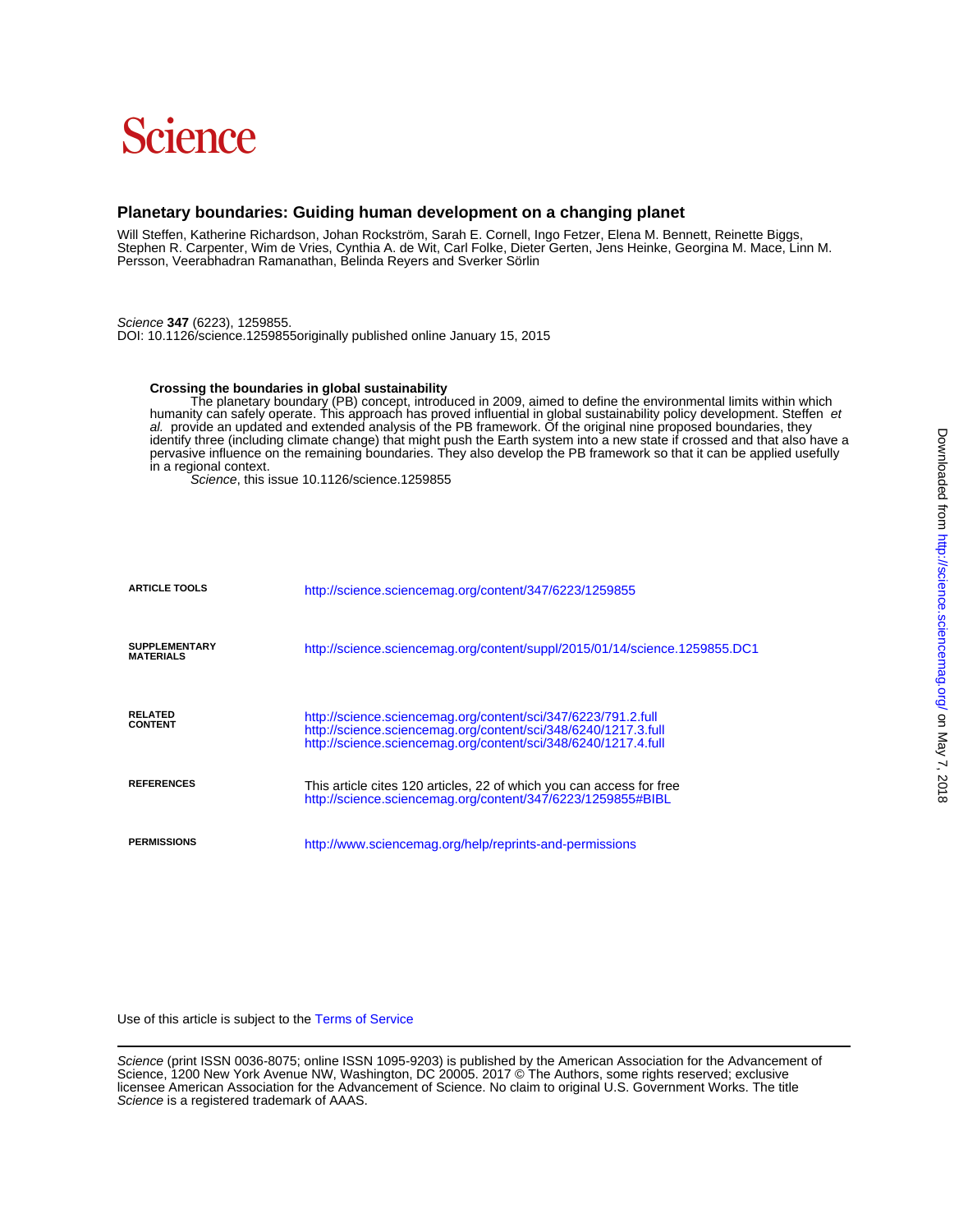# Science

## Planetary boundaries: Guiding human development on a changing planet

Will Steffen, Katherine Richardson, Johan Rockström, Sarah E. Cornell, Ingo Fetzer, Elena M. Bennett, Reinette Biggs, Stephen R. Carpenter, Wim de Vries, Cynthia A. de Wit, Carl Folke, Dieter Gerten, Jens Heinke, Georgina M. Mace, Linn M. Persson, Veerabhadran Ramanathan, Belinda Reyers and Sverker Sörlin

*Science* **347** (6223), 1259855.
DOI: 10.1126/science.1259855originally published online January 15, 2015

**Crossing the boundaries in global sustainability**

The planetary boundary (PB) concept, introduced in 2009, aimed to define the environmental limits within which humanity can safely operate. This approach has proved influential in global sustainability policy development. Steffen *et al.* provide an updated and extended analysis of the PB framework. Of the original nine proposed boundaries, they identify three (including climate change) that might push the Earth system into a new state if crossed and that also have a pervasive influence on the remaining boundaries. They also develop the PB framework so that it can be applied usefully in a regional context.

*Science*, this issue 10.1126/science.1259855

| | |
|---|---|
| **ARTICLE TOOLS** | http://science.sciencemag.org/content/347/6223/1259855 |
| **SUPPLEMENTARY MATERIALS** | http://science.sciencemag.org/content/suppl/2015/01/14/science.1259855.DC1 |
| **RELATED CONTENT** | http://science.sciencemag.org/content/sci/347/6223/791.2.full<br>http://science.sciencemag.org/content/sci/348/6240/1217.3.full<br>http://science.sciencemag.org/content/sci/348/6240/1217.4.full |
| **REFERENCES** | This article cites 120 articles, 22 of which you can access for free<br>http://science.sciencemag.org/content/347/6223/1259855#BIBL |
| **PERMISSIONS** | http://www.sciencemag.org/help/reprints-and-permissions |

Use of this article is subject to the Terms of Service

*Science* (print ISSN 0036-8075; online ISSN 1095-9203) is published by the American Association for the Advancement of Science, 1200 New York Avenue NW, Washington, DC 20005. 2017 © The Authors, some rights reserved; exclusive licensee American Association for the Advancement of Science. No claim to original U.S. Government Works. The title *Science* is a registered trademark of AAAS.

Downloaded from http://science.sciencemag.org/ on May 7, 2018